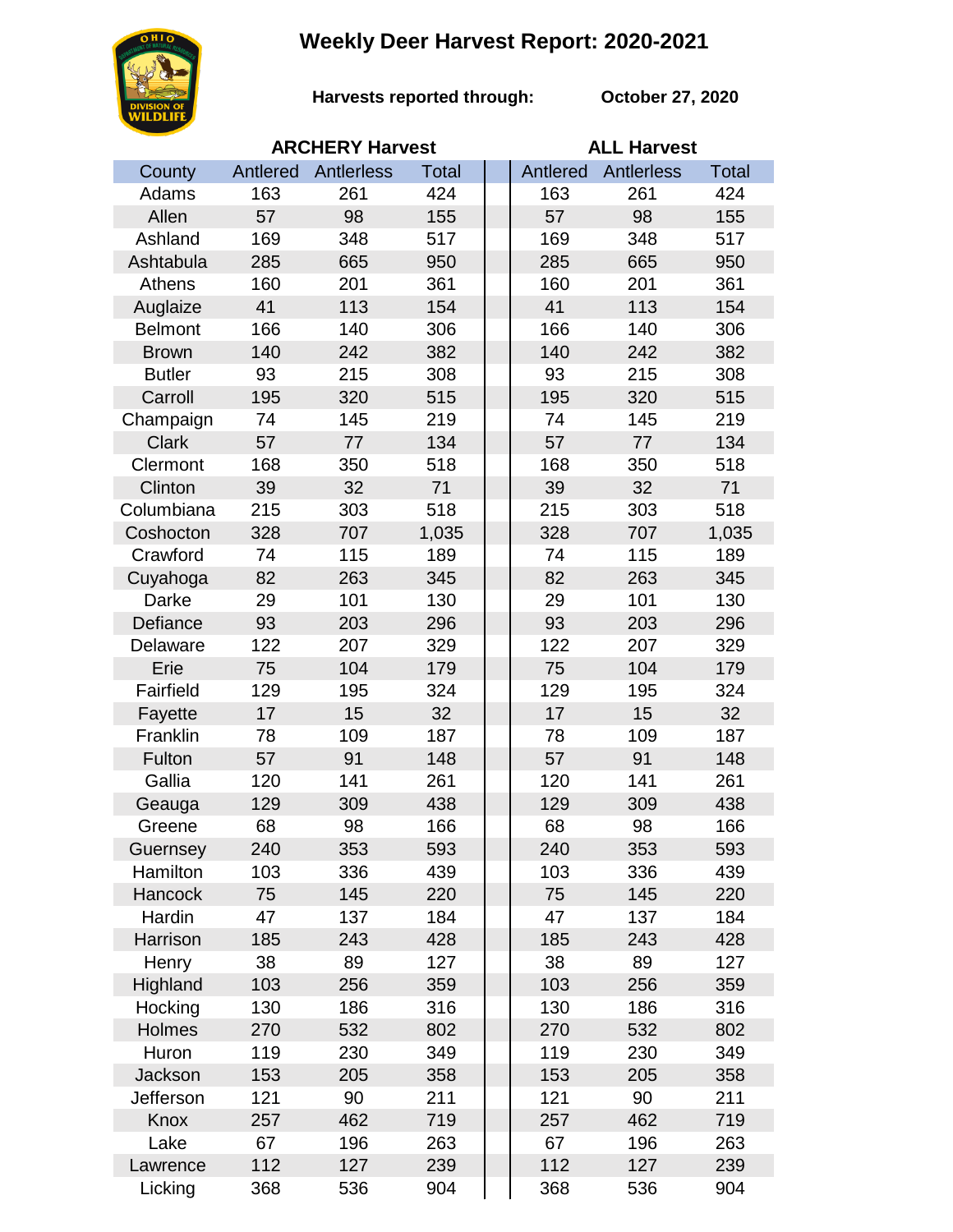# Weekly Deer Harvest Report: 2020-2021

**Harvests reported through:** **October 27, 2020**

| County | ARCHERY Harvest | | | ALL Harvest | | |
|---|---|---|---|---|---|---|
| | Antlered | Antlerless | Total | Antlered | Antlerless | Total |
| Adams | 163 | 261 | 424 | 163 | 261 | 424 |
| Allen | 57 | 98 | 155 | 57 | 98 | 155 |
| Ashland | 169 | 348 | 517 | 169 | 348 | 517 |
| Ashtabula | 285 | 665 | 950 | 285 | 665 | 950 |
| Athens | 160 | 201 | 361 | 160 | 201 | 361 |
| Auglaize | 41 | 113 | 154 | 41 | 113 | 154 |
| Belmont | 166 | 140 | 306 | 166 | 140 | 306 |
| Brown | 140 | 242 | 382 | 140 | 242 | 382 |
| Butler | 93 | 215 | 308 | 93 | 215 | 308 |
| Carroll | 195 | 320 | 515 | 195 | 320 | 515 |
| Champaign | 74 | 145 | 219 | 74 | 145 | 219 |
| Clark | 57 | 77 | 134 | 57 | 77 | 134 |
| Clermont | 168 | 350 | 518 | 168 | 350 | 518 |
| Clinton | 39 | 32 | 71 | 39 | 32 | 71 |
| Columbiana | 215 | 303 | 518 | 215 | 303 | 518 |
| Coshocton | 328 | 707 | 1,035 | 328 | 707 | 1,035 |
| Crawford | 74 | 115 | 189 | 74 | 115 | 189 |
| Cuyahoga | 82 | 263 | 345 | 82 | 263 | 345 |
| Darke | 29 | 101 | 130 | 29 | 101 | 130 |
| Defiance | 93 | 203 | 296 | 93 | 203 | 296 |
| Delaware | 122 | 207 | 329 | 122 | 207 | 329 |
| Erie | 75 | 104 | 179 | 75 | 104 | 179 |
| Fairfield | 129 | 195 | 324 | 129 | 195 | 324 |
| Fayette | 17 | 15 | 32 | 17 | 15 | 32 |
| Franklin | 78 | 109 | 187 | 78 | 109 | 187 |
| Fulton | 57 | 91 | 148 | 57 | 91 | 148 |
| Gallia | 120 | 141 | 261 | 120 | 141 | 261 |
| Geauga | 129 | 309 | 438 | 129 | 309 | 438 |
| Greene | 68 | 98 | 166 | 68 | 98 | 166 |
| Guernsey | 240 | 353 | 593 | 240 | 353 | 593 |
| Hamilton | 103 | 336 | 439 | 103 | 336 | 439 |
| Hancock | 75 | 145 | 220 | 75 | 145 | 220 |
| Hardin | 47 | 137 | 184 | 47 | 137 | 184 |
| Harrison | 185 | 243 | 428 | 185 | 243 | 428 |
| Henry | 38 | 89 | 127 | 38 | 89 | 127 |
| Highland | 103 | 256 | 359 | 103 | 256 | 359 |
| Hocking | 130 | 186 | 316 | 130 | 186 | 316 |
| Holmes | 270 | 532 | 802 | 270 | 532 | 802 |
| Huron | 119 | 230 | 349 | 119 | 230 | 349 |
| Jackson | 153 | 205 | 358 | 153 | 205 | 358 |
| Jefferson | 121 | 90 | 211 | 121 | 90 | 211 |
| Knox | 257 | 462 | 719 | 257 | 462 | 719 |
| Lake | 67 | 196 | 263 | 67 | 196 | 263 |
| Lawrence | 112 | 127 | 239 | 112 | 127 | 239 |
| Licking | 368 | 536 | 904 | 368 | 536 | 904 |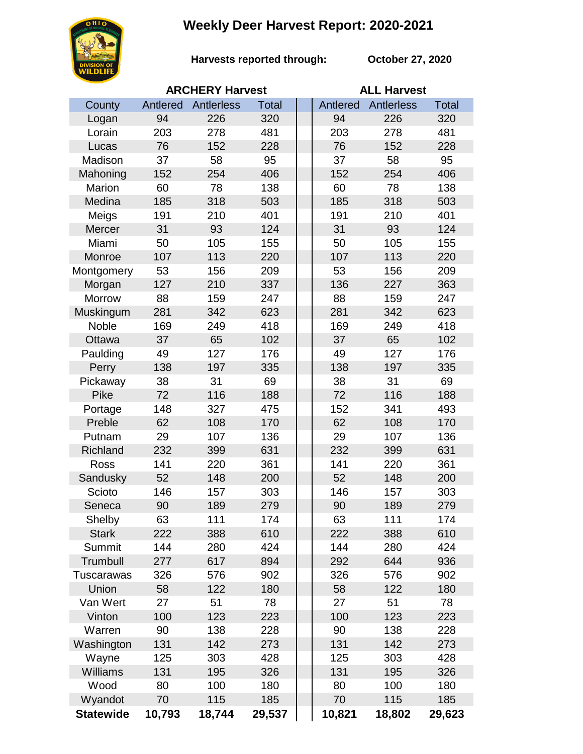# Weekly Deer Harvest Report: 2020-2021

**Harvests reported through:** October 27, 2020

| | ARCHERY Harvest | | | ALL Harvest | | |
|---|---|---|---|---|---|---|
| County | Antlered | Antlerless | Total | Antlered | Antlerless | Total |
| Logan | 94 | 226 | 320 | 94 | 226 | 320 |
| Lorain | 203 | 278 | 481 | 203 | 278 | 481 |
| Lucas | 76 | 152 | 228 | 76 | 152 | 228 |
| Madison | 37 | 58 | 95 | 37 | 58 | 95 |
| Mahoning | 152 | 254 | 406 | 152 | 254 | 406 |
| Marion | 60 | 78 | 138 | 60 | 78 | 138 |
| Medina | 185 | 318 | 503 | 185 | 318 | 503 |
| Meigs | 191 | 210 | 401 | 191 | 210 | 401 |
| Mercer | 31 | 93 | 124 | 31 | 93 | 124 |
| Miami | 50 | 105 | 155 | 50 | 105 | 155 |
| Monroe | 107 | 113 | 220 | 107 | 113 | 220 |
| Montgomery | 53 | 156 | 209 | 53 | 156 | 209 |
| Morgan | 127 | 210 | 337 | 136 | 227 | 363 |
| Morrow | 88 | 159 | 247 | 88 | 159 | 247 |
| Muskingum | 281 | 342 | 623 | 281 | 342 | 623 |
| Noble | 169 | 249 | 418 | 169 | 249 | 418 |
| Ottawa | 37 | 65 | 102 | 37 | 65 | 102 |
| Paulding | 49 | 127 | 176 | 49 | 127 | 176 |
| Perry | 138 | 197 | 335 | 138 | 197 | 335 |
| Pickaway | 38 | 31 | 69 | 38 | 31 | 69 |
| Pike | 72 | 116 | 188 | 72 | 116 | 188 |
| Portage | 148 | 327 | 475 | 152 | 341 | 493 |
| Preble | 62 | 108 | 170 | 62 | 108 | 170 |
| Putnam | 29 | 107 | 136 | 29 | 107 | 136 |
| Richland | 232 | 399 | 631 | 232 | 399 | 631 |
| Ross | 141 | 220 | 361 | 141 | 220 | 361 |
| Sandusky | 52 | 148 | 200 | 52 | 148 | 200 |
| Scioto | 146 | 157 | 303 | 146 | 157 | 303 |
| Seneca | 90 | 189 | 279 | 90 | 189 | 279 |
| Shelby | 63 | 111 | 174 | 63 | 111 | 174 |
| Stark | 222 | 388 | 610 | 222 | 388 | 610 |
| Summit | 144 | 280 | 424 | 144 | 280 | 424 |
| Trumbull | 277 | 617 | 894 | 292 | 644 | 936 |
| Tuscarawas | 326 | 576 | 902 | 326 | 576 | 902 |
| Union | 58 | 122 | 180 | 58 | 122 | 180 |
| Van Wert | 27 | 51 | 78 | 27 | 51 | 78 |
| Vinton | 100 | 123 | 223 | 100 | 123 | 223 |
| Warren | 90 | 138 | 228 | 90 | 138 | 228 |
| Washington | 131 | 142 | 273 | 131 | 142 | 273 |
| Wayne | 125 | 303 | 428 | 125 | 303 | 428 |
| Williams | 131 | 195 | 326 | 131 | 195 | 326 |
| Wood | 80 | 100 | 180 | 80 | 100 | 180 |
| Wyandot | 70 | 115 | 185 | 70 | 115 | 185 |
| **Statewide** | **10,793** | **18,744** | **29,537** | **10,821** | **18,802** | **29,623** |